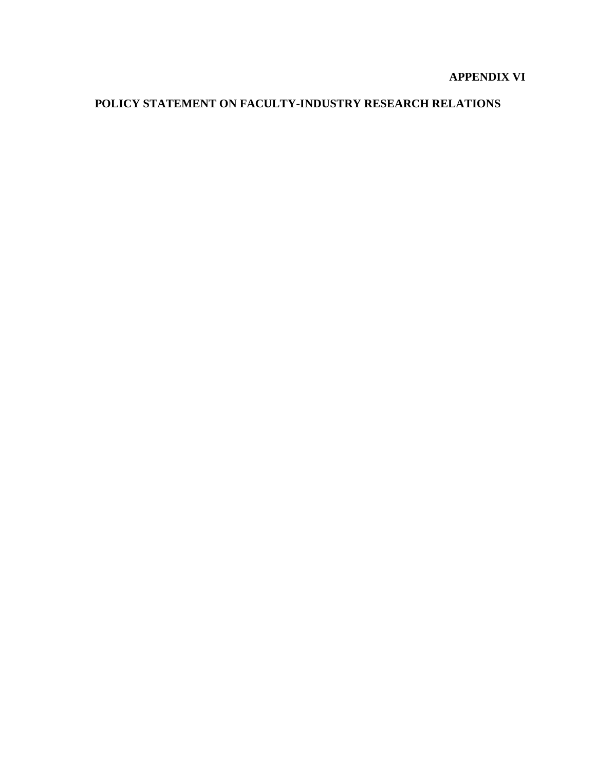**APPENDIX VI**

# POLICY STATEMENT ON FACULTY-INDUSTRY RESEARCH RELATIONS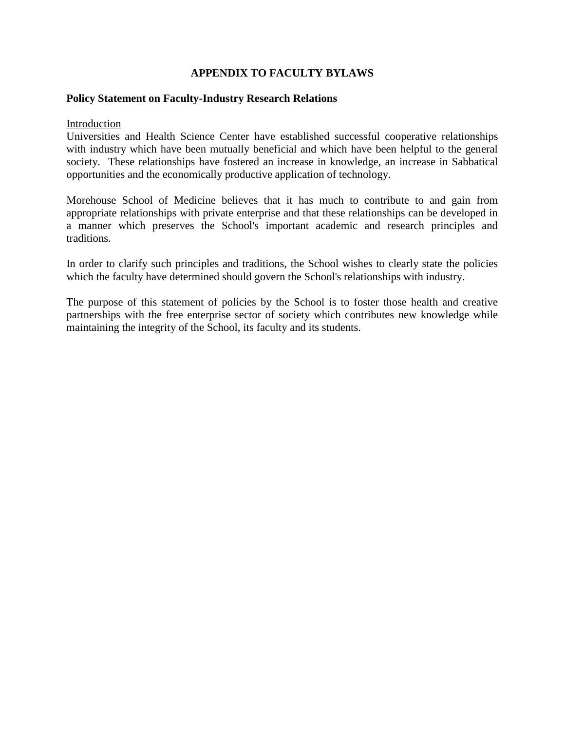## APPENDIX TO FACULTY BYLAWS

### Policy Statement on Faculty-Industry Research Relations

Introduction

Universities and Health Science Center have established successful cooperative relationships with industry which have been mutually beneficial and which have been helpful to the general society. These relationships have fostered an increase in knowledge, an increase in Sabbatical opportunities and the economically productive application of technology.

Morehouse School of Medicine believes that it has much to contribute to and gain from appropriate relationships with private enterprise and that these relationships can be developed in a manner which preserves the School's important academic and research principles and traditions.

In order to clarify such principles and traditions, the School wishes to clearly state the policies which the faculty have determined should govern the School's relationships with industry.

The purpose of this statement of policies by the School is to foster those health and creative partnerships with the free enterprise sector of society which contributes new knowledge while maintaining the integrity of the School, its faculty and its students.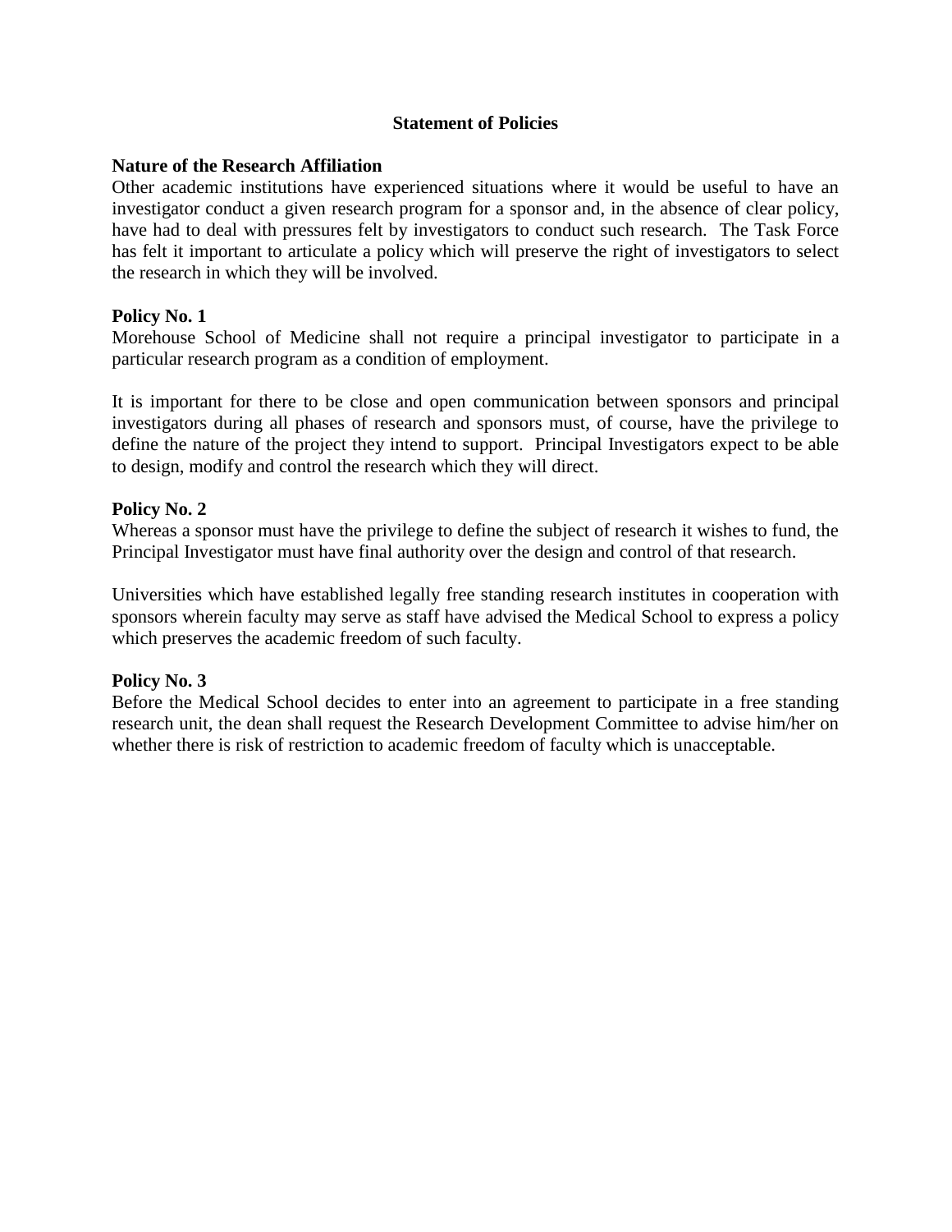## Statement of Policies

### Nature of the Research Affiliation

Other academic institutions have experienced situations where it would be useful to have an investigator conduct a given research program for a sponsor and, in the absence of clear policy, have had to deal with pressures felt by investigators to conduct such research. The Task Force has felt it important to articulate a policy which will preserve the right of investigators to select the research in which they will be involved.

### Policy No. 1

Morehouse School of Medicine shall not require a principal investigator to participate in a particular research program as a condition of employment.

It is important for there to be close and open communication between sponsors and principal investigators during all phases of research and sponsors must, of course, have the privilege to define the nature of the project they intend to support. Principal Investigators expect to be able to design, modify and control the research which they will direct.

### Policy No. 2

Whereas a sponsor must have the privilege to define the subject of research it wishes to fund, the Principal Investigator must have final authority over the design and control of that research.

Universities which have established legally free standing research institutes in cooperation with sponsors wherein faculty may serve as staff have advised the Medical School to express a policy which preserves the academic freedom of such faculty.

### Policy No. 3

Before the Medical School decides to enter into an agreement to participate in a free standing research unit, the dean shall request the Research Development Committee to advise him/her on whether there is risk of restriction to academic freedom of faculty which is unacceptable.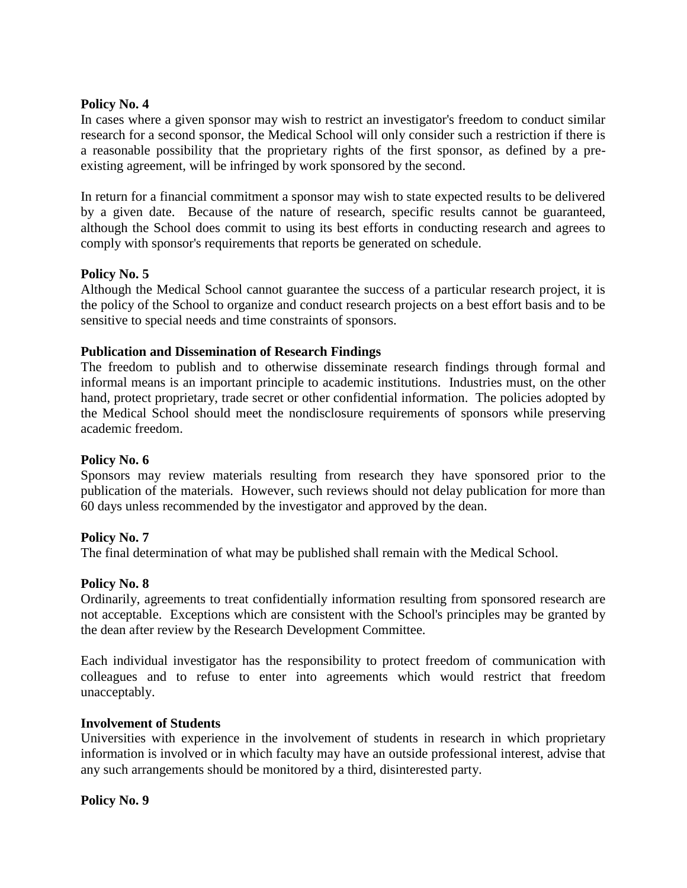**Policy No. 4**

In cases where a given sponsor may wish to restrict an investigator's freedom to conduct similar research for a second sponsor, the Medical School will only consider such a restriction if there is a reasonable possibility that the proprietary rights of the first sponsor, as defined by a pre-existing agreement, will be infringed by work sponsored by the second.

In return for a financial commitment a sponsor may wish to state expected results to be delivered by a given date. Because of the nature of research, specific results cannot be guaranteed, although the School does commit to using its best efforts in conducting research and agrees to comply with sponsor's requirements that reports be generated on schedule.

**Policy No. 5**

Although the Medical School cannot guarantee the success of a particular research project, it is the policy of the School to organize and conduct research projects on a best effort basis and to be sensitive to special needs and time constraints of sponsors.

**Publication and Dissemination of Research Findings**

The freedom to publish and to otherwise disseminate research findings through formal and informal means is an important principle to academic institutions. Industries must, on the other hand, protect proprietary, trade secret or other confidential information. The policies adopted by the Medical School should meet the nondisclosure requirements of sponsors while preserving academic freedom.

**Policy No. 6**

Sponsors may review materials resulting from research they have sponsored prior to the publication of the materials. However, such reviews should not delay publication for more than 60 days unless recommended by the investigator and approved by the dean.

**Policy No. 7**

The final determination of what may be published shall remain with the Medical School.

**Policy No. 8**

Ordinarily, agreements to treat confidentially information resulting from sponsored research are not acceptable. Exceptions which are consistent with the School's principles may be granted by the dean after review by the Research Development Committee.

Each individual investigator has the responsibility to protect freedom of communication with colleagues and to refuse to enter into agreements which would restrict that freedom unacceptably.

**Involvement of Students**

Universities with experience in the involvement of students in research in which proprietary information is involved or in which faculty may have an outside professional interest, advise that any such arrangements should be monitored by a third, disinterested party.

**Policy No. 9**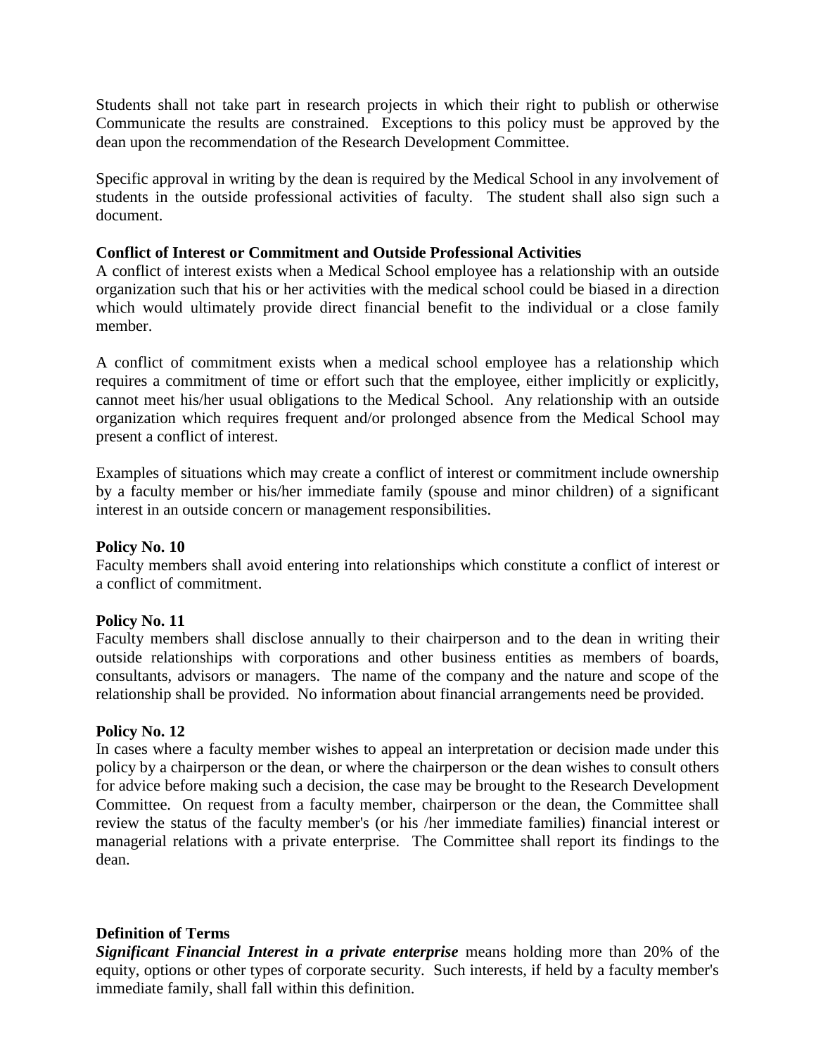Students shall not take part in research projects in which their right to publish or otherwise Communicate the results are constrained. Exceptions to this policy must be approved by the dean upon the recommendation of the Research Development Committee.

Specific approval in writing by the dean is required by the Medical School in any involvement of students in the outside professional activities of faculty. The student shall also sign such a document.

**Conflict of Interest or Commitment and Outside Professional Activities**

A conflict of interest exists when a Medical School employee has a relationship with an outside organization such that his or her activities with the medical school could be biased in a direction which would ultimately provide direct financial benefit to the individual or a close family member.

A conflict of commitment exists when a medical school employee has a relationship which requires a commitment of time or effort such that the employee, either implicitly or explicitly, cannot meet his/her usual obligations to the Medical School. Any relationship with an outside organization which requires frequent and/or prolonged absence from the Medical School may present a conflict of interest.

Examples of situations which may create a conflict of interest or commitment include ownership by a faculty member or his/her immediate family (spouse and minor children) of a significant interest in an outside concern or management responsibilities.

**Policy No. 10**

Faculty members shall avoid entering into relationships which constitute a conflict of interest or a conflict of commitment.

**Policy No. 11**

Faculty members shall disclose annually to their chairperson and to the dean in writing their outside relationships with corporations and other business entities as members of boards, consultants, advisors or managers. The name of the company and the nature and scope of the relationship shall be provided. No information about financial arrangements need be provided.

**Policy No. 12**

In cases where a faculty member wishes to appeal an interpretation or decision made under this policy by a chairperson or the dean, or where the chairperson or the dean wishes to consult others for advice before making such a decision, the case may be brought to the Research Development Committee. On request from a faculty member, chairperson or the dean, the Committee shall review the status of the faculty member's (or his /her immediate families) financial interest or managerial relations with a private enterprise. The Committee shall report its findings to the dean.

**Definition of Terms**

***Significant Financial Interest in a private enterprise*** means holding more than 20% of the equity, options or other types of corporate security. Such interests, if held by a faculty member's immediate family, shall fall within this definition.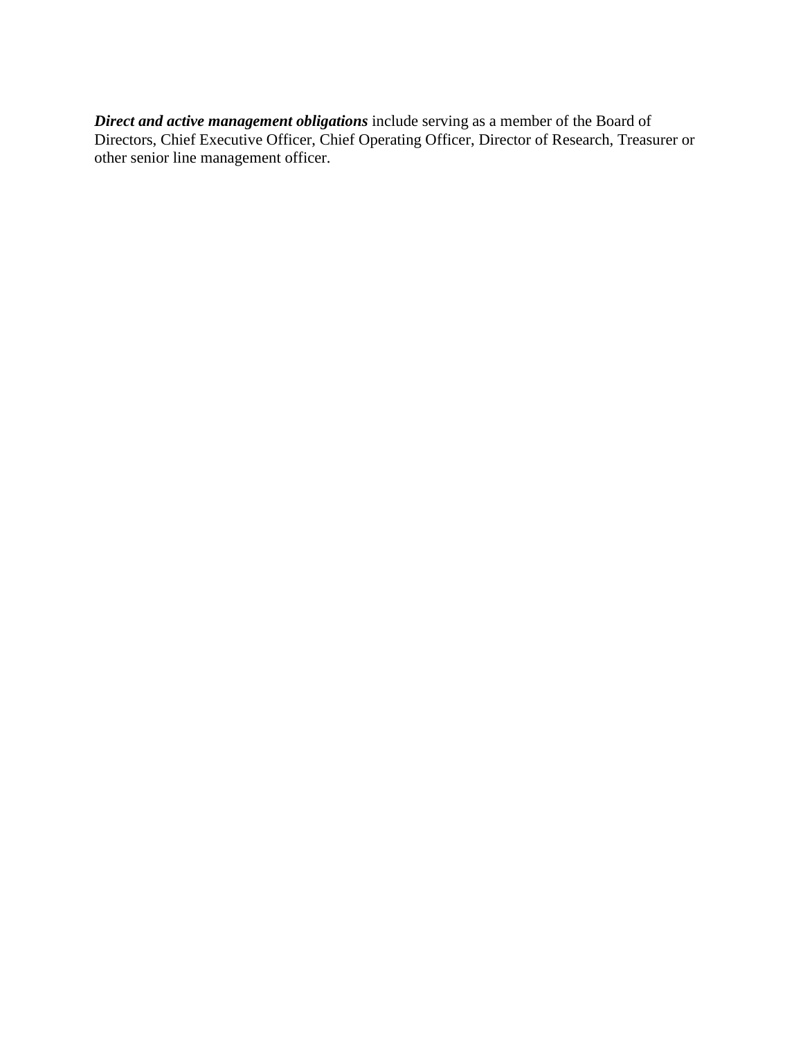***Direct and active management obligations*** include serving as a member of the Board of Directors, Chief Executive Officer, Chief Operating Officer, Director of Research, Treasurer or other senior line management officer.